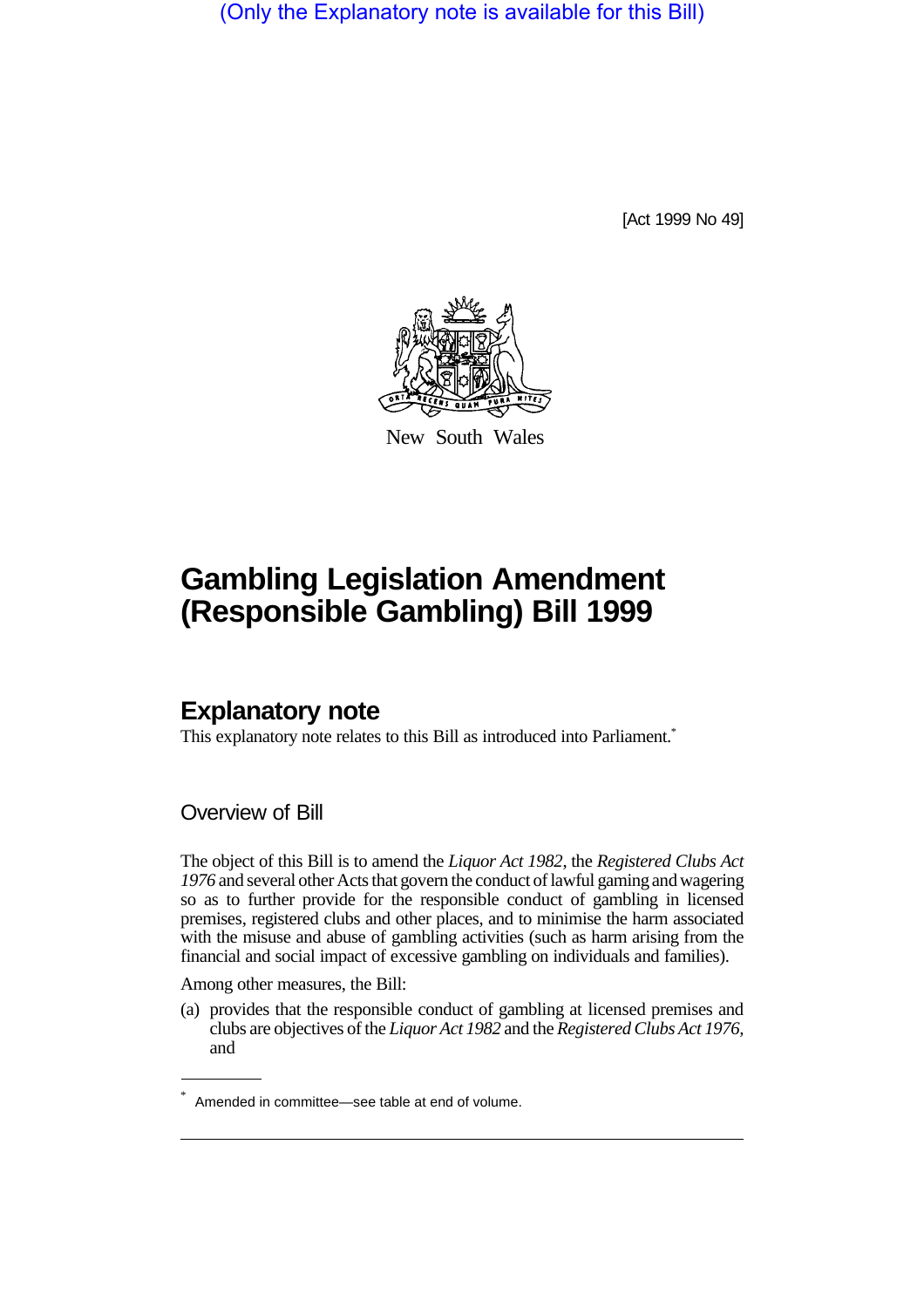(Only the Explanatory note is available for this Bill)

[Act 1999 No 49]

New South Wales

# Gambling Legislation Amendment (Responsible Gambling) Bill 1999

## Explanatory note

This explanatory note relates to this Bill as introduced into Parliament.*

### Overview of Bill

The object of this Bill is to amend the *Liquor Act 1982*, the *Registered Clubs Act 1976* and several other Acts that govern the conduct of lawful gaming and wagering so as to further provide for the responsible conduct of gambling in licensed premises, registered clubs and other places, and to minimise the harm associated with the misuse and abuse of gambling activities (such as harm arising from the financial and social impact of excessive gambling on individuals and families).

Among other measures, the Bill:

(a) provides that the responsible conduct of gambling at licensed premises and clubs are objectives of the *Liquor Act 1982* and the *Registered Clubs Act 1976*, and

* Amended in committee—see table at end of volume.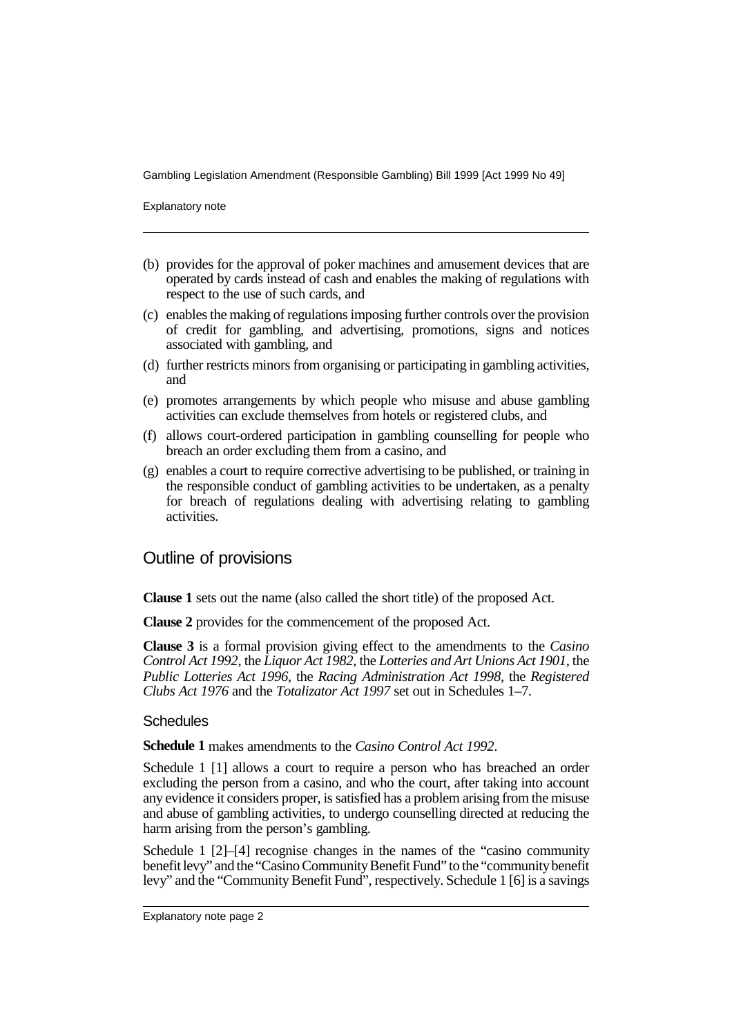(b) provides for the approval of poker machines and amusement devices that are operated by cards instead of cash and enables the making of regulations with respect to the use of such cards, and

(c) enables the making of regulations imposing further controls over the provision of credit for gambling, and advertising, promotions, signs and notices associated with gambling, and

(d) further restricts minors from organising or participating in gambling activities, and

(e) promotes arrangements by which people who misuse and abuse gambling activities can exclude themselves from hotels or registered clubs, and

(f) allows court-ordered participation in gambling counselling for people who breach an order excluding them from a casino, and

(g) enables a court to require corrective advertising to be published, or training in the responsible conduct of gambling activities to be undertaken, as a penalty for breach of regulations dealing with advertising relating to gambling activities.

## Outline of provisions

**Clause 1** sets out the name (also called the short title) of the proposed Act.

**Clause 2** provides for the commencement of the proposed Act.

**Clause 3** is a formal provision giving effect to the amendments to the *Casino Control Act 1992*, the *Liquor Act 1982*, the *Lotteries and Art Unions Act 1901*, the *Public Lotteries Act 1996*, the *Racing Administration Act 1998*, the *Registered Clubs Act 1976* and the *Totalizator Act 1997* set out in Schedules 1–7.

### Schedules

**Schedule 1** makes amendments to the *Casino Control Act 1992*.

Schedule 1 [1] allows a court to require a person who has breached an order excluding the person from a casino, and who the court, after taking into account any evidence it considers proper, is satisfied has a problem arising from the misuse and abuse of gambling activities, to undergo counselling directed at reducing the harm arising from the person's gambling.

Schedule 1 [2]–[4] recognise changes in the names of the "casino community benefit levy" and the "Casino Community Benefit Fund" to the "community benefit levy" and the "Community Benefit Fund", respectively. Schedule 1 [6] is a savings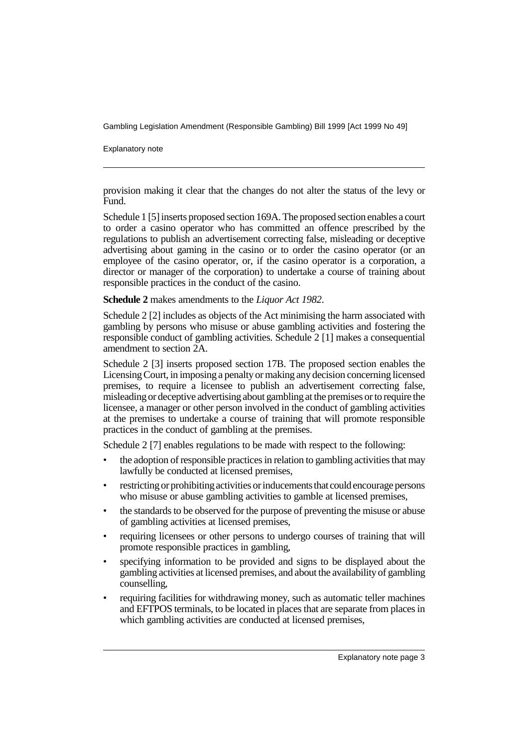provision making it clear that the changes do not alter the status of the levy or Fund.

Schedule 1 [5] inserts proposed section 169A. The proposed section enables a court to order a casino operator who has committed an offence prescribed by the regulations to publish an advertisement correcting false, misleading or deceptive advertising about gaming in the casino or to order the casino operator (or an employee of the casino operator, or, if the casino operator is a corporation, a director or manager of the corporation) to undertake a course of training about responsible practices in the conduct of the casino.

**Schedule 2** makes amendments to the *Liquor Act 1982*.

Schedule 2 [2] includes as objects of the Act minimising the harm associated with gambling by persons who misuse or abuse gambling activities and fostering the responsible conduct of gambling activities. Schedule 2 [1] makes a consequential amendment to section 2A.

Schedule 2 [3] inserts proposed section 17B. The proposed section enables the Licensing Court, in imposing a penalty or making any decision concerning licensed premises, to require a licensee to publish an advertisement correcting false, misleading or deceptive advertising about gambling at the premises or to require the licensee, a manager or other person involved in the conduct of gambling activities at the premises to undertake a course of training that will promote responsible practices in the conduct of gambling at the premises.

Schedule 2 [7] enables regulations to be made with respect to the following:

- the adoption of responsible practices in relation to gambling activities that may lawfully be conducted at licensed premises,
- restricting or prohibiting activities or inducements that could encourage persons who misuse or abuse gambling activities to gamble at licensed premises,
- the standards to be observed for the purpose of preventing the misuse or abuse of gambling activities at licensed premises,
- requiring licensees or other persons to undergo courses of training that will promote responsible practices in gambling,
- specifying information to be provided and signs to be displayed about the gambling activities at licensed premises, and about the availability of gambling counselling,
- requiring facilities for withdrawing money, such as automatic teller machines and EFTPOS terminals, to be located in places that are separate from places in which gambling activities are conducted at licensed premises,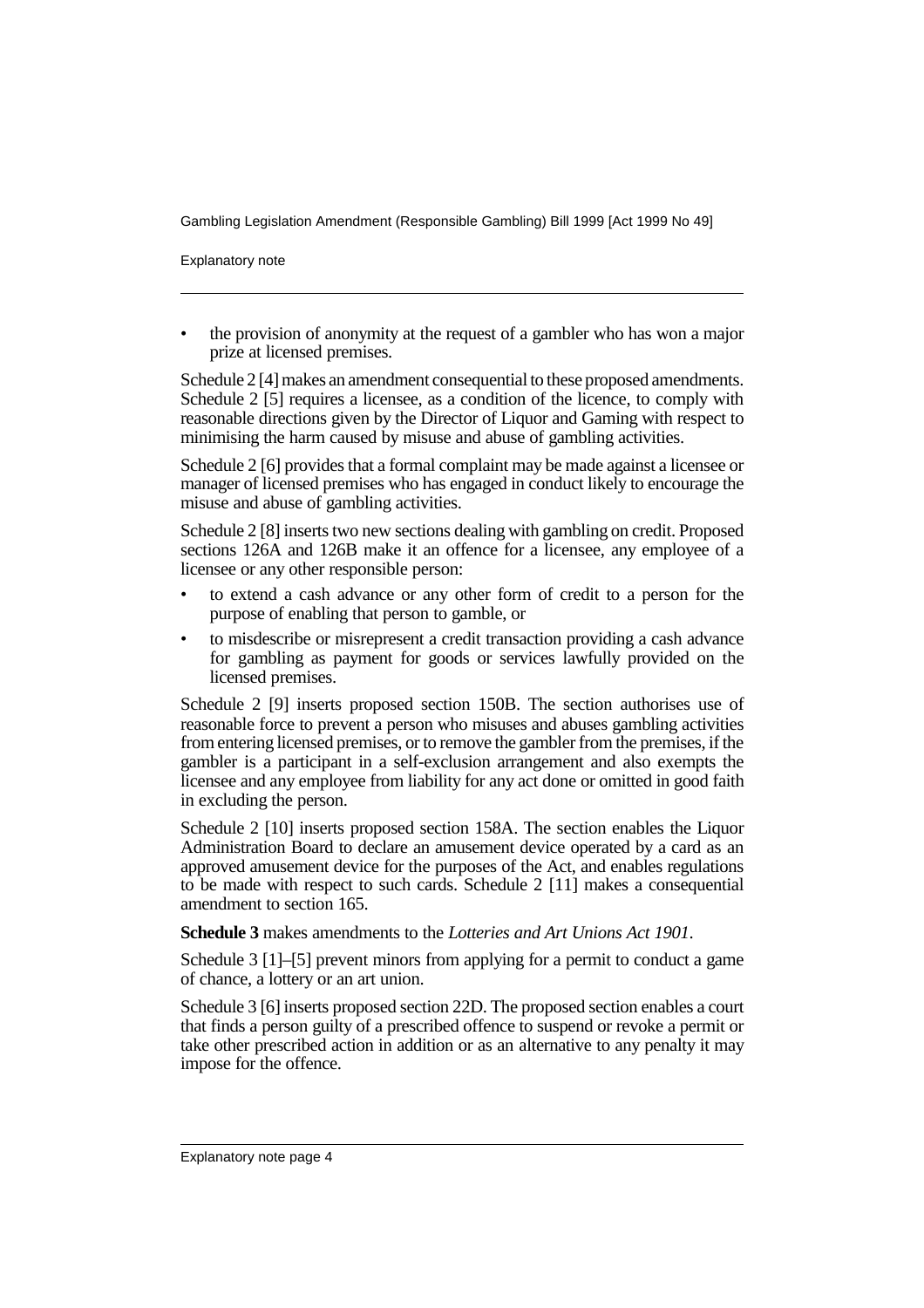- the provision of anonymity at the request of a gambler who has won a major prize at licensed premises.

Schedule 2 [4] makes an amendment consequential to these proposed amendments. Schedule 2 [5] requires a licensee, as a condition of the licence, to comply with reasonable directions given by the Director of Liquor and Gaming with respect to minimising the harm caused by misuse and abuse of gambling activities.

Schedule 2 [6] provides that a formal complaint may be made against a licensee or manager of licensed premises who has engaged in conduct likely to encourage the misuse and abuse of gambling activities.

Schedule 2 [8] inserts two new sections dealing with gambling on credit. Proposed sections 126A and 126B make it an offence for a licensee, any employee of a licensee or any other responsible person:

- to extend a cash advance or any other form of credit to a person for the purpose of enabling that person to gamble, or
- to misdescribe or misrepresent a credit transaction providing a cash advance for gambling as payment for goods or services lawfully provided on the licensed premises.

Schedule 2 [9] inserts proposed section 150B. The section authorises use of reasonable force to prevent a person who misuses and abuses gambling activities from entering licensed premises, or to remove the gambler from the premises, if the gambler is a participant in a self-exclusion arrangement and also exempts the licensee and any employee from liability for any act done or omitted in good faith in excluding the person.

Schedule 2 [10] inserts proposed section 158A. The section enables the Liquor Administration Board to declare an amusement device operated by a card as an approved amusement device for the purposes of the Act, and enables regulations to be made with respect to such cards. Schedule 2 [11] makes a consequential amendment to section 165.

**Schedule 3** makes amendments to the *Lotteries and Art Unions Act 1901*.

Schedule 3 [1]–[5] prevent minors from applying for a permit to conduct a game of chance, a lottery or an art union.

Schedule 3 [6] inserts proposed section 22D. The proposed section enables a court that finds a person guilty of a prescribed offence to suspend or revoke a permit or take other prescribed action in addition or as an alternative to any penalty it may impose for the offence.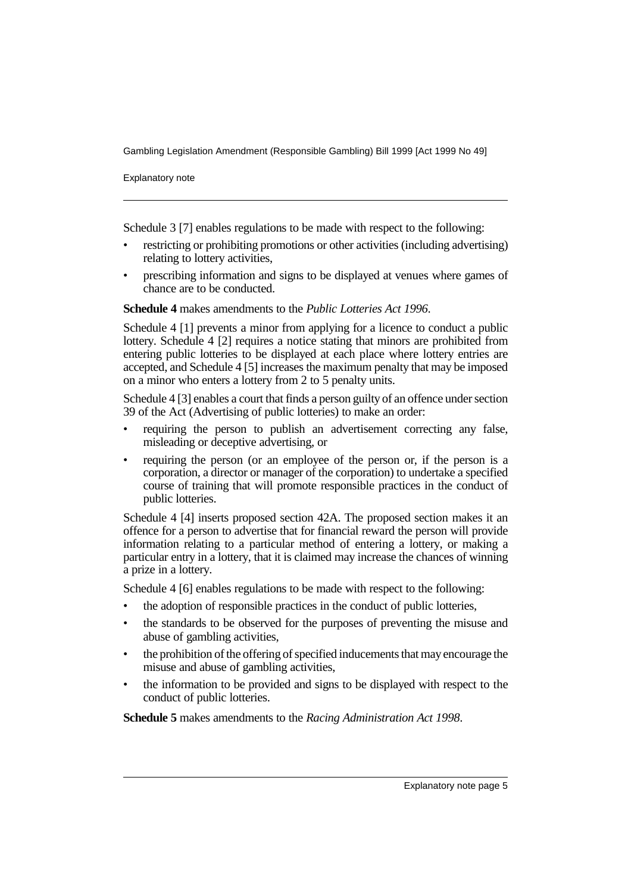Schedule 3 [7] enables regulations to be made with respect to the following:

- restricting or prohibiting promotions or other activities (including advertising) relating to lottery activities,
- prescribing information and signs to be displayed at venues where games of chance are to be conducted.

**Schedule 4** makes amendments to the *Public Lotteries Act 1996*.

Schedule 4 [1] prevents a minor from applying for a licence to conduct a public lottery. Schedule 4 [2] requires a notice stating that minors are prohibited from entering public lotteries to be displayed at each place where lottery entries are accepted, and Schedule 4 [5] increases the maximum penalty that may be imposed on a minor who enters a lottery from 2 to 5 penalty units.

Schedule 4 [3] enables a court that finds a person guilty of an offence under section 39 of the Act (Advertising of public lotteries) to make an order:

- requiring the person to publish an advertisement correcting any false, misleading or deceptive advertising, or
- requiring the person (or an employee of the person or, if the person is a corporation, a director or manager of the corporation) to undertake a specified course of training that will promote responsible practices in the conduct of public lotteries.

Schedule 4 [4] inserts proposed section 42A. The proposed section makes it an offence for a person to advertise that for financial reward the person will provide information relating to a particular method of entering a lottery, or making a particular entry in a lottery, that it is claimed may increase the chances of winning a prize in a lottery.

Schedule 4 [6] enables regulations to be made with respect to the following:

- the adoption of responsible practices in the conduct of public lotteries,
- the standards to be observed for the purposes of preventing the misuse and abuse of gambling activities,
- the prohibition of the offering of specified inducements that may encourage the misuse and abuse of gambling activities,
- the information to be provided and signs to be displayed with respect to the conduct of public lotteries.

**Schedule 5** makes amendments to the *Racing Administration Act 1998*.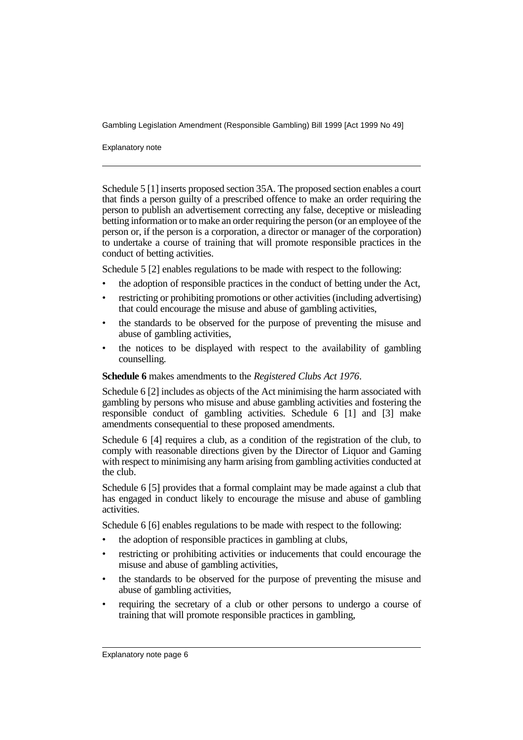Schedule 5 [1] inserts proposed section 35A. The proposed section enables a court that finds a person guilty of a prescribed offence to make an order requiring the person to publish an advertisement correcting any false, deceptive or misleading betting information or to make an order requiring the person (or an employee of the person or, if the person is a corporation, a director or manager of the corporation) to undertake a course of training that will promote responsible practices in the conduct of betting activities.

Schedule 5 [2] enables regulations to be made with respect to the following:

- the adoption of responsible practices in the conduct of betting under the Act,
- restricting or prohibiting promotions or other activities (including advertising) that could encourage the misuse and abuse of gambling activities,
- the standards to be observed for the purpose of preventing the misuse and abuse of gambling activities,
- the notices to be displayed with respect to the availability of gambling counselling.

**Schedule 6** makes amendments to the *Registered Clubs Act 1976*.

Schedule 6 [2] includes as objects of the Act minimising the harm associated with gambling by persons who misuse and abuse gambling activities and fostering the responsible conduct of gambling activities. Schedule 6 [1] and [3] make amendments consequential to these proposed amendments.

Schedule 6 [4] requires a club, as a condition of the registration of the club, to comply with reasonable directions given by the Director of Liquor and Gaming with respect to minimising any harm arising from gambling activities conducted at the club.

Schedule 6 [5] provides that a formal complaint may be made against a club that has engaged in conduct likely to encourage the misuse and abuse of gambling activities.

Schedule 6 [6] enables regulations to be made with respect to the following:

- the adoption of responsible practices in gambling at clubs,
- restricting or prohibiting activities or inducements that could encourage the misuse and abuse of gambling activities,
- the standards to be observed for the purpose of preventing the misuse and abuse of gambling activities,
- requiring the secretary of a club or other persons to undergo a course of training that will promote responsible practices in gambling,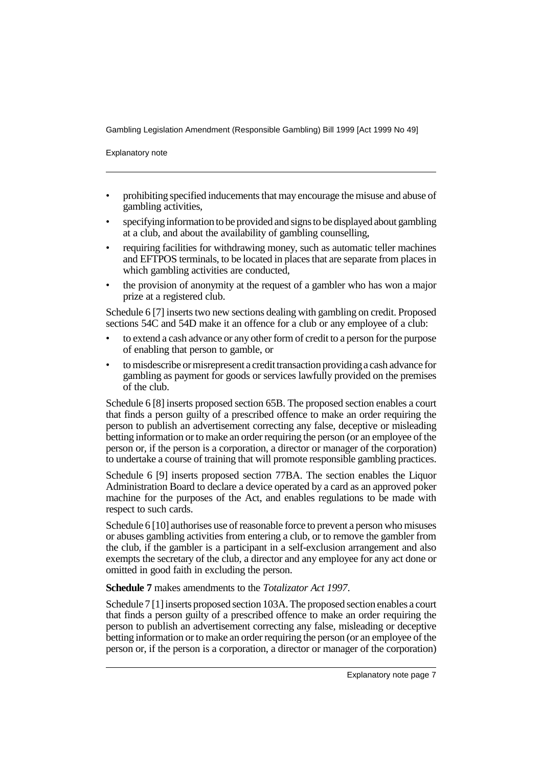- prohibiting specified inducements that may encourage the misuse and abuse of gambling activities,
- specifying information to be provided and signs to be displayed about gambling at a club, and about the availability of gambling counselling,
- requiring facilities for withdrawing money, such as automatic teller machines and EFTPOS terminals, to be located in places that are separate from places in which gambling activities are conducted,
- the provision of anonymity at the request of a gambler who has won a major prize at a registered club.

Schedule 6 [7] inserts two new sections dealing with gambling on credit. Proposed sections 54C and 54D make it an offence for a club or any employee of a club:

- to extend a cash advance or any other form of credit to a person for the purpose of enabling that person to gamble, or
- to misdescribe or misrepresent a credit transaction providing a cash advance for gambling as payment for goods or services lawfully provided on the premises of the club.

Schedule 6 [8] inserts proposed section 65B. The proposed section enables a court that finds a person guilty of a prescribed offence to make an order requiring the person to publish an advertisement correcting any false, deceptive or misleading betting information or to make an order requiring the person (or an employee of the person or, if the person is a corporation, a director or manager of the corporation) to undertake a course of training that will promote responsible gambling practices.

Schedule 6 [9] inserts proposed section 77BA. The section enables the Liquor Administration Board to declare a device operated by a card as an approved poker machine for the purposes of the Act, and enables regulations to be made with respect to such cards.

Schedule 6 [10] authorises use of reasonable force to prevent a person who misuses or abuses gambling activities from entering a club, or to remove the gambler from the club, if the gambler is a participant in a self-exclusion arrangement and also exempts the secretary of the club, a director and any employee for any act done or omitted in good faith in excluding the person.

**Schedule 7** makes amendments to the *Totalizator Act 1997*.

Schedule 7 [1] inserts proposed section 103A. The proposed section enables a court that finds a person guilty of a prescribed offence to make an order requiring the person to publish an advertisement correcting any false, misleading or deceptive betting information or to make an order requiring the person (or an employee of the person or, if the person is a corporation, a director or manager of the corporation)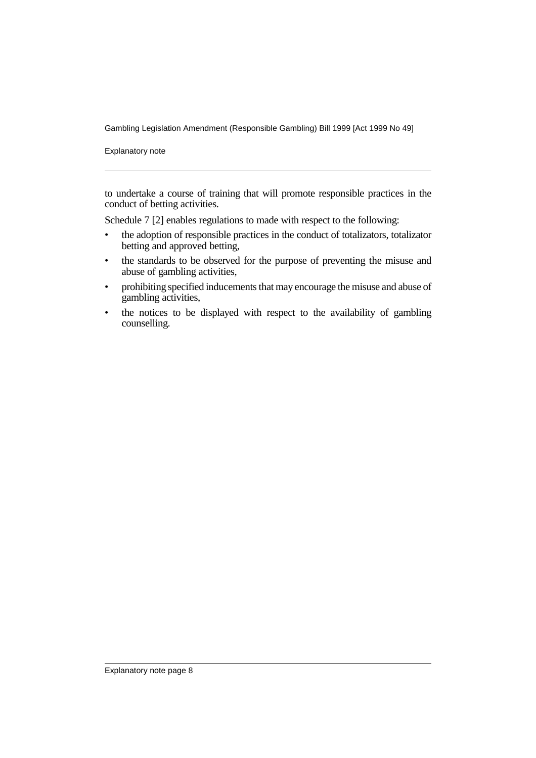to undertake a course of training that will promote responsible practices in the conduct of betting activities.

Schedule 7 [2] enables regulations to made with respect to the following:

- the adoption of responsible practices in the conduct of totalizators, totalizator betting and approved betting,
- the standards to be observed for the purpose of preventing the misuse and abuse of gambling activities,
- prohibiting specified inducements that may encourage the misuse and abuse of gambling activities,
- the notices to be displayed with respect to the availability of gambling counselling.